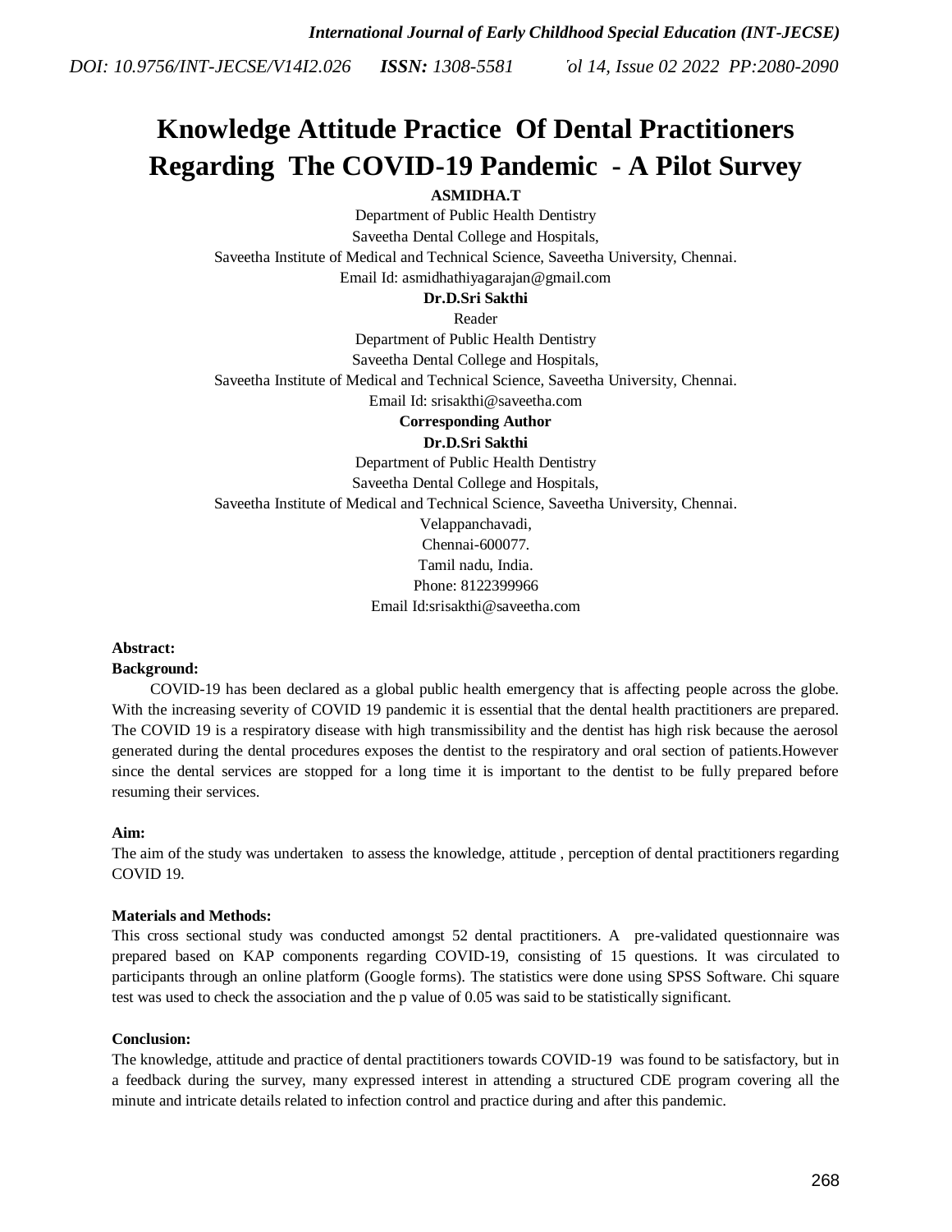# Knowledge Attitude Practice Of Dental Practitioners Regarding The COVID-19 Pandemic - A Pilot Survey

**ASMIDHA.T**

Department of Public Health Dentistry

Saveetha Dental College and Hospitals,

Saveetha Institute of Medical and Technical Science, Saveetha University, Chennai.

Email Id: asmidhathiyagarajan@gmail.com

**Dr.D.Sri Sakthi**

Reader

Department of Public Health Dentistry

Saveetha Dental College and Hospitals,

Saveetha Institute of Medical and Technical Science, Saveetha University, Chennai.

Email Id: srisakthi@saveetha.com

**Corresponding Author**

**Dr.D.Sri Sakthi**

Department of Public Health Dentistry

Saveetha Dental College and Hospitals,

Saveetha Institute of Medical and Technical Science, Saveetha University, Chennai.

Velappanchavadi,

Chennai-600077.

Tamil nadu, India.

Phone: 8122399966

Email Id:srisakthi@saveetha.com

**Abstract:**

**Background:**

COVID-19 has been declared as a global public health emergency that is affecting people across the globe. With the increasing severity of COVID 19 pandemic it is essential that the dental health practitioners are prepared. The COVID 19 is a respiratory disease with high transmissibility and the dentist has high risk because the aerosol generated during the dental procedures exposes the dentist to the respiratory and oral section of patients.However since the dental services are stopped for a long time it is important to the dentist to be fully prepared before resuming their services.

**Aim:**

The aim of the study was undertaken to assess the knowledge, attitude , perception of dental practitioners regarding COVID 19.

**Materials and Methods:**

This cross sectional study was conducted amongst 52 dental practitioners. A pre-validated questionnaire was prepared based on KAP components regarding COVID-19, consisting of 15 questions. It was circulated to participants through an online platform (Google forms). The statistics were done using SPSS Software. Chi square test was used to check the association and the p value of 0.05 was said to be statistically significant.

**Conclusion:**

The knowledge, attitude and practice of dental practitioners towards COVID-19 was found to be satisfactory, but in a feedback during the survey, many expressed interest in attending a structured CDE program covering all the minute and intricate details related to infection control and practice during and after this pandemic.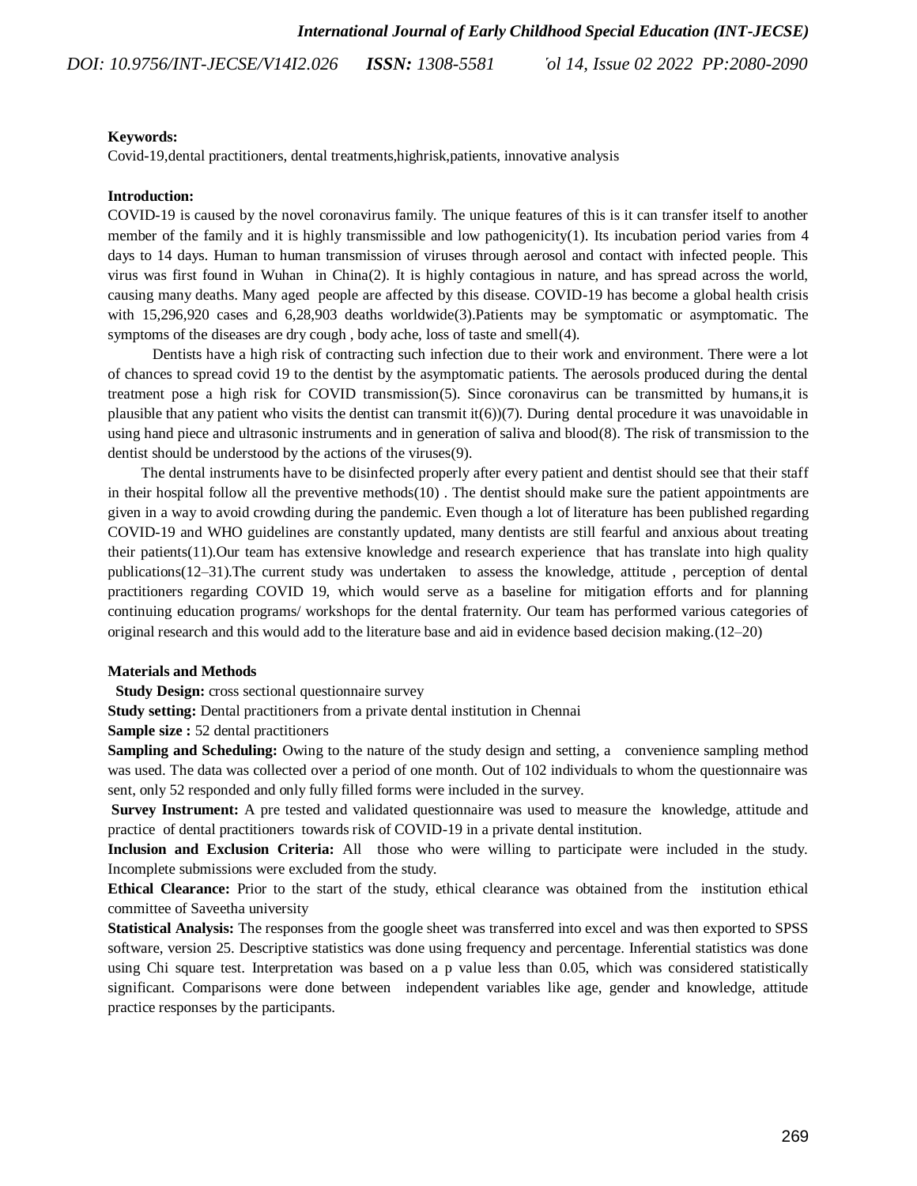**Keywords:**

Covid-19,dental practitioners, dental treatments,highrisk,patients, innovative analysis

**Introduction:**

COVID-19 is caused by the novel coronavirus family. The unique features of this is it can transfer itself to another member of the family and it is highly transmissible and low pathogenicity(1). Its incubation period varies from 4 days to 14 days. Human to human transmission of viruses through aerosol and contact with infected people. This virus was first found in Wuhan in China(2). It is highly contagious in nature, and has spread across the world, causing many deaths. Many aged people are affected by this disease. COVID-19 has become a global health crisis with 15,296,920 cases and 6,28,903 deaths worldwide(3).Patients may be symptomatic or asymptomatic. The symptoms of the diseases are dry cough , body ache, loss of taste and smell(4).

Dentists have a high risk of contracting such infection due to their work and environment. There were a lot of chances to spread covid 19 to the dentist by the asymptomatic patients. The aerosols produced during the dental treatment pose a high risk for COVID transmission(5). Since coronavirus can be transmitted by humans,it is plausible that any patient who visits the dentist can transmit it(6))(7). During dental procedure it was unavoidable in using hand piece and ultrasonic instruments and in generation of saliva and blood(8). The risk of transmission to the dentist should be understood by the actions of the viruses(9).

The dental instruments have to be disinfected properly after every patient and dentist should see that their staff in their hospital follow all the preventive methods(10) . The dentist should make sure the patient appointments are given in a way to avoid crowding during the pandemic. Even though a lot of literature has been published regarding COVID-19 and WHO guidelines are constantly updated, many dentists are still fearful and anxious about treating their patients(11).Our team has extensive knowledge and research experience that has translate into high quality publications(12–31).The current study was undertaken to assess the knowledge, attitude , perception of dental practitioners regarding COVID 19, which would serve as a baseline for mitigation efforts and for planning continuing education programs/ workshops for the dental fraternity. Our team has performed various categories of original research and this would add to the literature base and aid in evidence based decision making.(12–20)

**Materials and Methods**

**Study Design:** cross sectional questionnaire survey

**Study setting:** Dental practitioners from a private dental institution in Chennai

**Sample size :** 52 dental practitioners

**Sampling and Scheduling:** Owing to the nature of the study design and setting, a convenience sampling method was used. The data was collected over a period of one month. Out of 102 individuals to whom the questionnaire was sent, only 52 responded and only fully filled forms were included in the survey.

**Survey Instrument:** A pre tested and validated questionnaire was used to measure the knowledge, attitude and practice of dental practitioners towards risk of COVID-19 in a private dental institution.

**Inclusion and Exclusion Criteria:** All those who were willing to participate were included in the study. Incomplete submissions were excluded from the study.

**Ethical Clearance:** Prior to the start of the study, ethical clearance was obtained from the institution ethical committee of Saveetha university

**Statistical Analysis:** The responses from the google sheet was transferred into excel and was then exported to SPSS software, version 25. Descriptive statistics was done using frequency and percentage. Inferential statistics was done using Chi square test. Interpretation was based on a p value less than 0.05, which was considered statistically significant. Comparisons were done between independent variables like age, gender and knowledge, attitude practice responses by the participants.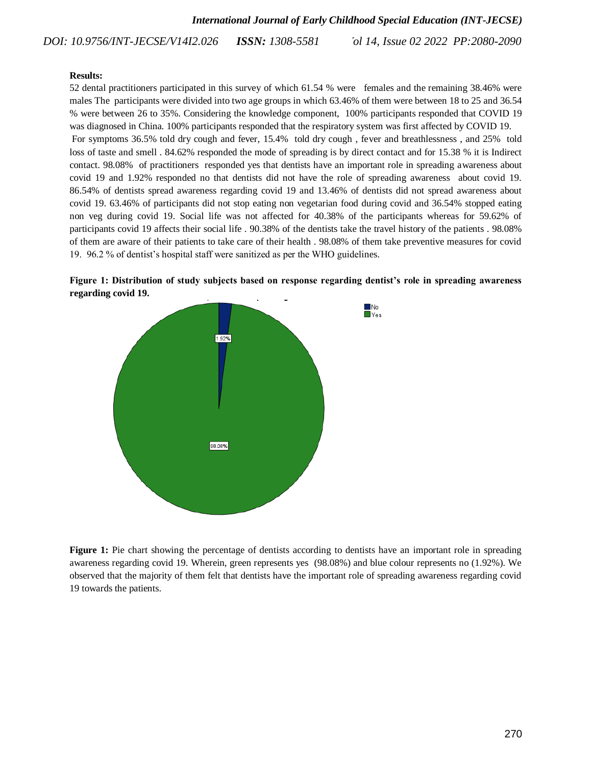**Results:**

52 dental practitioners participated in this survey of which 61.54 % were females and the remaining 38.46% were males The participants were divided into two age groups in which 63.46% of them were between 18 to 25 and 36.54 % were between 26 to 35%. Considering the knowledge component, 100% participants responded that COVID 19 was diagnosed in China. 100% participants responded that the respiratory system was first affected by COVID 19.

For symptoms 36.5% told dry cough and fever, 15.4% told dry cough , fever and breathlessness , and 25% told loss of taste and smell . 84.62% responded the mode of spreading is by direct contact and for 15.38 % it is Indirect contact. 98.08% of practitioners responded yes that dentists have an important role in spreading awareness about covid 19 and 1.92% responded no that dentists did not have the role of spreading awareness about covid 19. 86.54% of dentists spread awareness regarding covid 19 and 13.46% of dentists did not spread awareness about covid 19. 63.46% of participants did not stop eating non vegetarian food during covid and 36.54% stopped eating non veg during covid 19. Social life was not affected for 40.38% of the participants whereas for 59.62% of participants covid 19 affects their social life . 90.38% of the dentists take the travel history of the patients . 98.08% of them are aware of their patients to take care of their health . 98.08% of them take preventive measures for covid 19. 96.2 % of dentist's hospital staff were sanitized as per the WHO guidelines.

**Figure 1: Distribution of study subjects based on response regarding dentist's role in spreading awareness regarding covid 19.**

**Figure 1:** Pie chart showing the percentage of dentists according to dentists have an important role in spreading awareness regarding covid 19. Wherein, green represents yes (98.08%) and blue colour represents no (1.92%). We observed that the majority of them felt that dentists have the important role of spreading awareness regarding covid 19 towards the patients.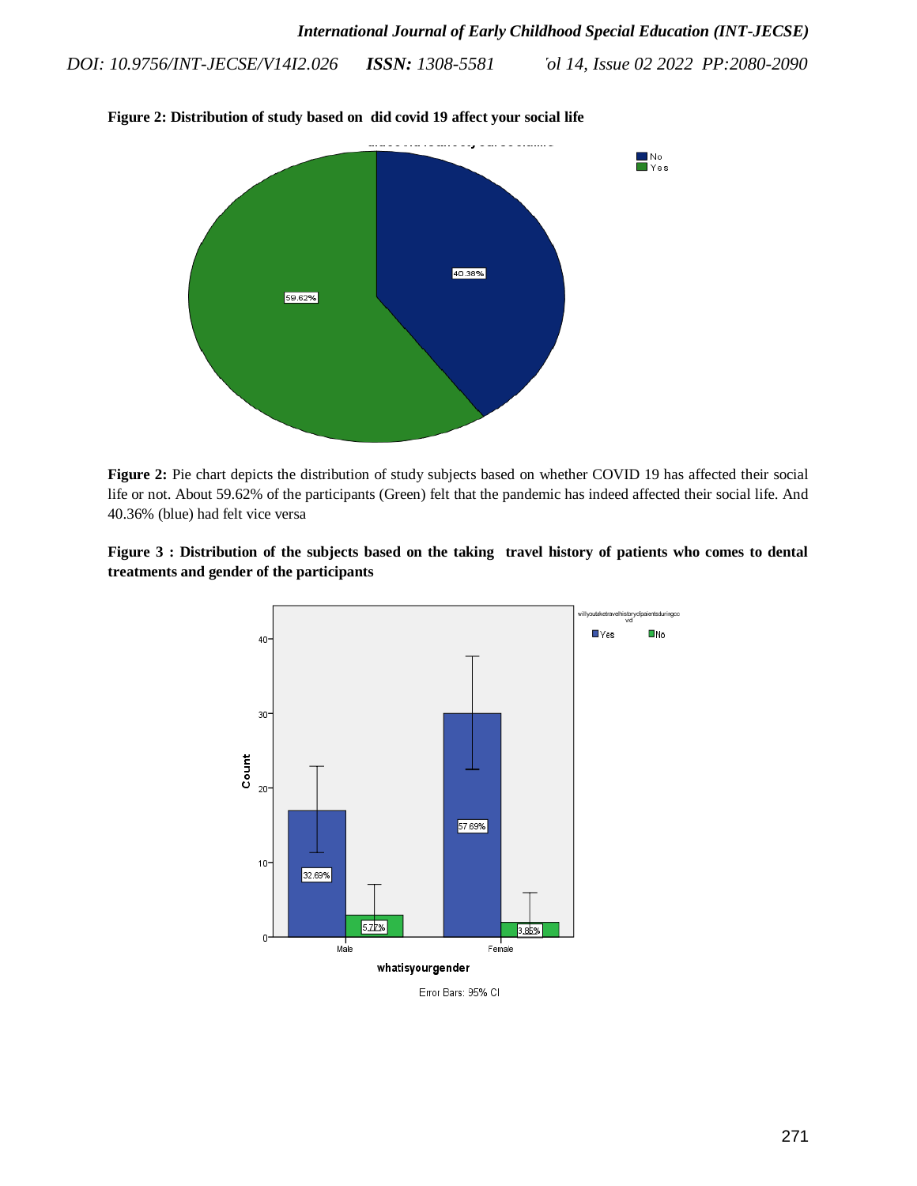**Figure 2: Distribution of study based on did covid 19 affect your social life**

**Figure 2:** Pie chart depicts the distribution of study subjects based on whether COVID 19 has affected their social life or not. About 59.62% of the participants (Green) felt that the pandemic has indeed affected their social life. And 40.36% (blue) had felt vice versa

**Figure 3 : Distribution of the subjects based on the taking travel history of patients who comes to dental treatments and gender of the participants**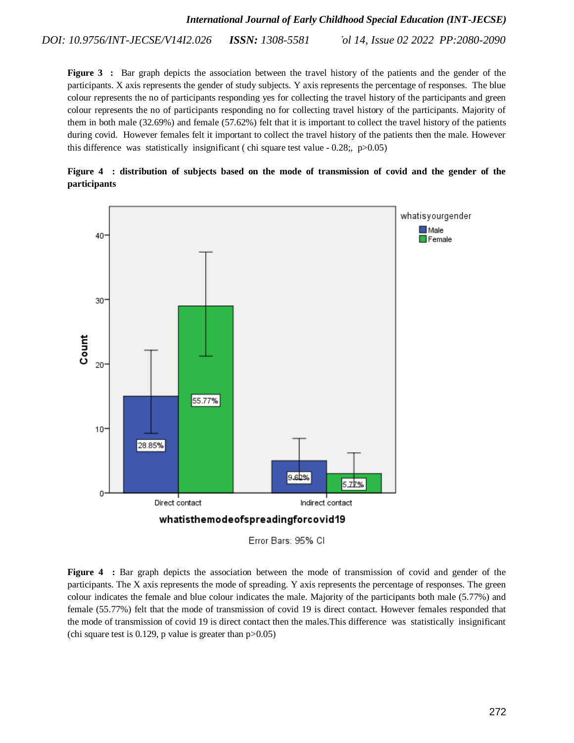**Figure 3 :** Bar graph depicts the association between the travel history of the patients and the gender of the participants. X axis represents the gender of study subjects. Y axis represents the percentage of responses. The blue colour represents the no of participants responding yes for collecting the travel history of the participants and green colour represents the no of participants responding no for collecting travel history of the participants. Majority of them in both male (32.69%) and female (57.62%) felt that it is important to collect the travel history of the patients during covid. However females felt it important to collect the travel history of the patients then the male. However this difference was statistically insignificant ( chi square test value - 0.28;, p>0.05)

**Figure 4 : distribution of subjects based on the mode of transmission of covid and the gender of the participants**

**Figure 4 :** Bar graph depicts the association between the mode of transmission of covid and gender of the participants. The X axis represents the mode of spreading. Y axis represents the percentage of responses. The green colour indicates the female and blue colour indicates the male. Majority of the participants both male (5.77%) and female (55.77%) felt that the mode of transmission of covid 19 is direct contact. However females responded that the mode of transmission of covid 19 is direct contact then the males.This difference was statistically insignificant (chi square test is 0.129, p value is greater than p>0.05)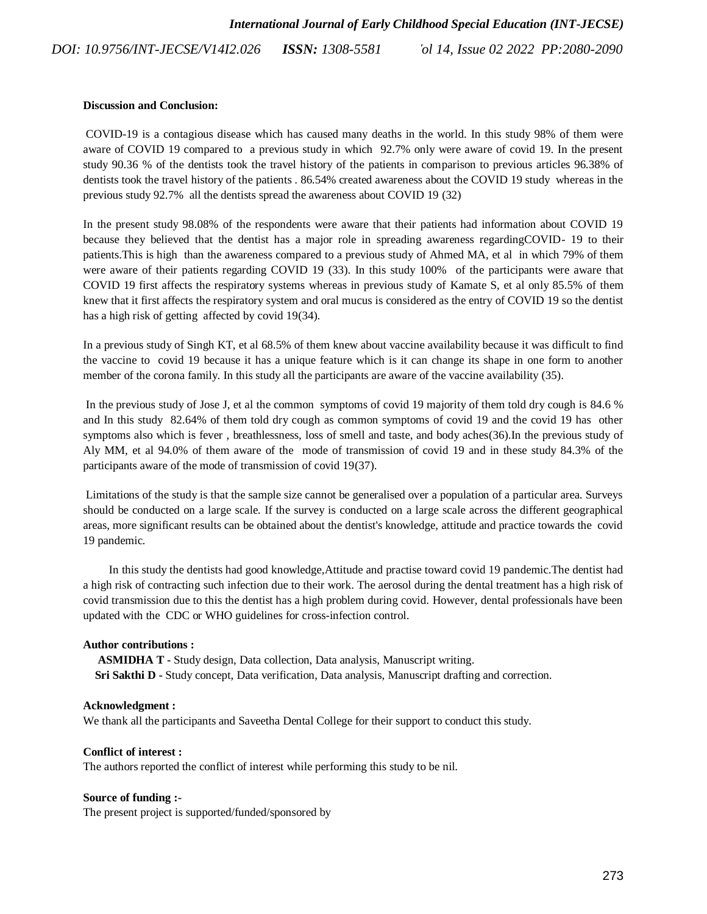**Discussion and Conclusion:**

COVID-19 is a contagious disease which has caused many deaths in the world. In this study 98% of them were aware of COVID 19 compared to a previous study in which 92.7% only were aware of covid 19. In the present study 90.36 % of the dentists took the travel history of the patients in comparison to previous articles 96.38% of dentists took the travel history of the patients . 86.54% created awareness about the COVID 19 study whereas in the previous study 92.7% all the dentists spread the awareness about COVID 19 (32)

In the present study 98.08% of the respondents were aware that their patients had information about COVID 19 because they believed that the dentist has a major role in spreading awareness regardingCOVID- 19 to their patients.This is high than the awareness compared to a previous study of Ahmed MA, et al in which 79% of them were aware of their patients regarding COVID 19 (33). In this study 100% of the participants were aware that COVID 19 first affects the respiratory systems whereas in previous study of Kamate S, et al only 85.5% of them knew that it first affects the respiratory system and oral mucus is considered as the entry of COVID 19 so the dentist has a high risk of getting affected by covid 19(34).

In a previous study of Singh KT, et al 68.5% of them knew about vaccine availability because it was difficult to find the vaccine to covid 19 because it has a unique feature which is it can change its shape in one form to another member of the corona family. In this study all the participants are aware of the vaccine availability (35).

In the previous study of Jose J, et al the common symptoms of covid 19 majority of them told dry cough is 84.6 % and In this study 82.64% of them told dry cough as common symptoms of covid 19 and the covid 19 has other symptoms also which is fever , breathlessness, loss of smell and taste, and body aches(36).In the previous study of Aly MM, et al 94.0% of them aware of the mode of transmission of covid 19 and in these study 84.3% of the participants aware of the mode of transmission of covid 19(37).

Limitations of the study is that the sample size cannot be generalised over a population of a particular area. Surveys should be conducted on a large scale. If the survey is conducted on a large scale across the different geographical areas, more significant results can be obtained about the dentist's knowledge, attitude and practice towards the covid 19 pandemic.

In this study the dentists had good knowledge,Attitude and practise toward covid 19 pandemic.The dentist had a high risk of contracting such infection due to their work. The aerosol during the dental treatment has a high risk of covid transmission due to this the dentist has a high problem during covid. However, dental professionals have been updated with the CDC or WHO guidelines for cross-infection control.

**Author contributions :**

**ASMIDHA T -** Study design, Data collection, Data analysis, Manuscript writing.
**Sri Sakthi D -** Study concept, Data verification, Data analysis, Manuscript drafting and correction.

**Acknowledgment :**

We thank all the participants and Saveetha Dental College for their support to conduct this study.

**Conflict of interest :**

The authors reported the conflict of interest while performing this study to be nil.

**Source of funding :-**

The present project is supported/funded/sponsored by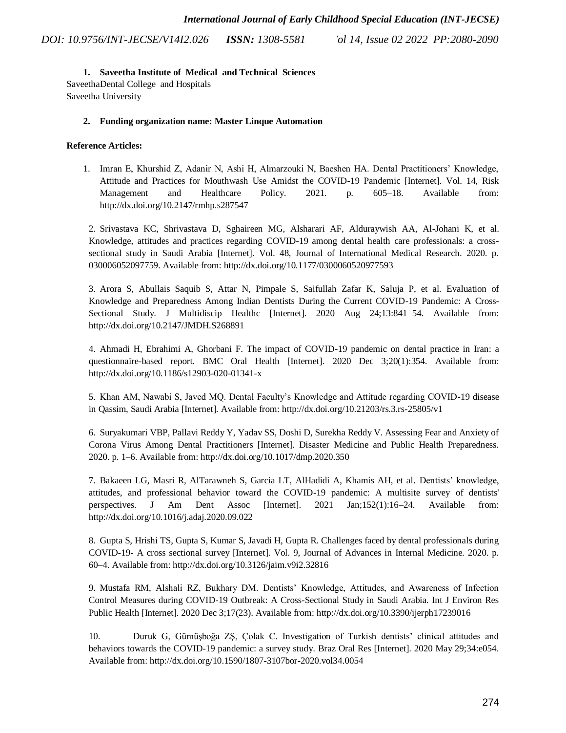1. **Saveetha Institute of Medical and Technical Sciences**

SaveethaDental College and Hospitals
Saveetha University

2. **Funding organization name: Master Linque Automation**

**Reference Articles:**

1. Imran E, Khurshid Z, Adanir N, Ashi H, Almarzouki N, Baeshen HA. Dental Practitioners' Knowledge, Attitude and Practices for Mouthwash Use Amidst the COVID-19 Pandemic [Internet]. Vol. 14, Risk Management and Healthcare Policy. 2021. p. 605–18. Available from: http://dx.doi.org/10.2147/rmhp.s287547

2. Srivastava KC, Shrivastava D, Sghaireen MG, Alsharari AF, Alduraywish AA, Al-Johani K, et al. Knowledge, attitudes and practices regarding COVID-19 among dental health care professionals: a cross-sectional study in Saudi Arabia [Internet]. Vol. 48, Journal of International Medical Research. 2020. p. 030006052097759. Available from: http://dx.doi.org/10.1177/0300060520977593

3. Arora S, Abullais Saquib S, Attar N, Pimpale S, Saifullah Zafar K, Saluja P, et al. Evaluation of Knowledge and Preparedness Among Indian Dentists During the Current COVID-19 Pandemic: A Cross-Sectional Study. J Multidiscip Healthc [Internet]. 2020 Aug 24;13:841–54. Available from: http://dx.doi.org/10.2147/JMDH.S268891

4. Ahmadi H, Ebrahimi A, Ghorbani F. The impact of COVID-19 pandemic on dental practice in Iran: a questionnaire-based report. BMC Oral Health [Internet]. 2020 Dec 3;20(1):354. Available from: http://dx.doi.org/10.1186/s12903-020-01341-x

5. Khan AM, Nawabi S, Javed MQ. Dental Faculty's Knowledge and Attitude regarding COVID-19 disease in Qassim, Saudi Arabia [Internet]. Available from: http://dx.doi.org/10.21203/rs.3.rs-25805/v1

6. Suryakumari VBP, Pallavi Reddy Y, Yadav SS, Doshi D, Surekha Reddy V. Assessing Fear and Anxiety of Corona Virus Among Dental Practitioners [Internet]. Disaster Medicine and Public Health Preparedness. 2020. p. 1–6. Available from: http://dx.doi.org/10.1017/dmp.2020.350

7. Bakaeen LG, Masri R, AlTarawneh S, Garcia LT, AlHadidi A, Khamis AH, et al. Dentists' knowledge, attitudes, and professional behavior toward the COVID-19 pandemic: A multisite survey of dentists' perspectives. J Am Dent Assoc [Internet]. 2021 Jan;152(1):16–24. Available from: http://dx.doi.org/10.1016/j.adaj.2020.09.022

8. Gupta S, Hrishi TS, Gupta S, Kumar S, Javadi H, Gupta R. Challenges faced by dental professionals during COVID-19- A cross sectional survey [Internet]. Vol. 9, Journal of Advances in Internal Medicine. 2020. p. 60–4. Available from: http://dx.doi.org/10.3126/jaim.v9i2.32816

9. Mustafa RM, Alshali RZ, Bukhary DM. Dentists' Knowledge, Attitudes, and Awareness of Infection Control Measures during COVID-19 Outbreak: A Cross-Sectional Study in Saudi Arabia. Int J Environ Res Public Health [Internet]. 2020 Dec 3;17(23). Available from: http://dx.doi.org/10.3390/ijerph17239016

10. Duruk G, Gümüşboğa ZŞ, Çolak C. Investigation of Turkish dentists' clinical attitudes and behaviors towards the COVID-19 pandemic: a survey study. Braz Oral Res [Internet]. 2020 May 29;34:e054. Available from: http://dx.doi.org/10.1590/1807-3107bor-2020.vol34.0054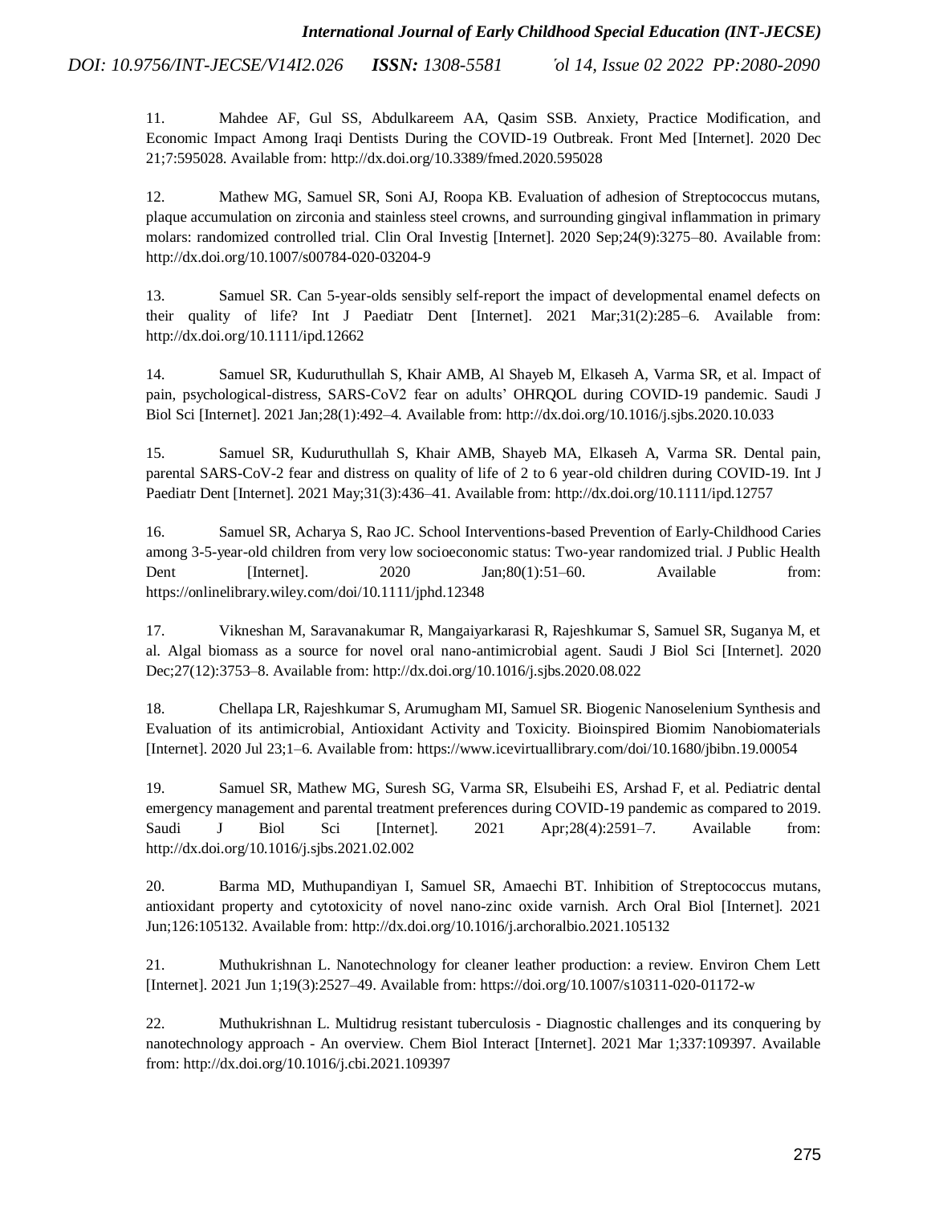11. Mahdee AF, Gul SS, Abdulkareem AA, Qasim SSB. Anxiety, Practice Modification, and Economic Impact Among Iraqi Dentists During the COVID-19 Outbreak. Front Med [Internet]. 2020 Dec 21;7:595028. Available from: http://dx.doi.org/10.3389/fmed.2020.595028

12. Mathew MG, Samuel SR, Soni AJ, Roopa KB. Evaluation of adhesion of Streptococcus mutans, plaque accumulation on zirconia and stainless steel crowns, and surrounding gingival inflammation in primary molars: randomized controlled trial. Clin Oral Investig [Internet]. 2020 Sep;24(9):3275–80. Available from: http://dx.doi.org/10.1007/s00784-020-03204-9

13. Samuel SR. Can 5-year-olds sensibly self-report the impact of developmental enamel defects on their quality of life? Int J Paediatr Dent [Internet]. 2021 Mar;31(2):285–6. Available from: http://dx.doi.org/10.1111/ipd.12662

14. Samuel SR, Kuduruthullah S, Khair AMB, Al Shayeb M, Elkaseh A, Varma SR, et al. Impact of pain, psychological-distress, SARS-CoV2 fear on adults' OHRQOL during COVID-19 pandemic. Saudi J Biol Sci [Internet]. 2021 Jan;28(1):492–4. Available from: http://dx.doi.org/10.1016/j.sjbs.2020.10.033

15. Samuel SR, Kuduruthullah S, Khair AMB, Shayeb MA, Elkaseh A, Varma SR. Dental pain, parental SARS-CoV-2 fear and distress on quality of life of 2 to 6 year-old children during COVID-19. Int J Paediatr Dent [Internet]. 2021 May;31(3):436–41. Available from: http://dx.doi.org/10.1111/ipd.12757

16. Samuel SR, Acharya S, Rao JC. School Interventions-based Prevention of Early-Childhood Caries among 3-5-year-old children from very low socioeconomic status: Two-year randomized trial. J Public Health Dent [Internet]. 2020 Jan;80(1):51–60. Available from: https://onlinelibrary.wiley.com/doi/10.1111/jphd.12348

17. Vikneshan M, Saravanakumar R, Mangaiyarkarasi R, Rajeshkumar S, Samuel SR, Suganya M, et al. Algal biomass as a source for novel oral nano-antimicrobial agent. Saudi J Biol Sci [Internet]. 2020 Dec;27(12):3753–8. Available from: http://dx.doi.org/10.1016/j.sjbs.2020.08.022

18. Chellapa LR, Rajeshkumar S, Arumugham MI, Samuel SR. Biogenic Nanoselenium Synthesis and Evaluation of its antimicrobial, Antioxidant Activity and Toxicity. Bioinspired Biomim Nanobiomaterials [Internet]. 2020 Jul 23;1–6. Available from: https://www.icevirtuallibrary.com/doi/10.1680/jbibn.19.00054

19. Samuel SR, Mathew MG, Suresh SG, Varma SR, Elsubeihi ES, Arshad F, et al. Pediatric dental emergency management and parental treatment preferences during COVID-19 pandemic as compared to 2019. Saudi J Biol Sci [Internet]. 2021 Apr;28(4):2591–7. Available from: http://dx.doi.org/10.1016/j.sjbs.2021.02.002

20. Barma MD, Muthupandiyan I, Samuel SR, Amaechi BT. Inhibition of Streptococcus mutans, antioxidant property and cytotoxicity of novel nano-zinc oxide varnish. Arch Oral Biol [Internet]. 2021 Jun;126:105132. Available from: http://dx.doi.org/10.1016/j.archoralbio.2021.105132

21. Muthukrishnan L. Nanotechnology for cleaner leather production: a review. Environ Chem Lett [Internet]. 2021 Jun 1;19(3):2527–49. Available from: https://doi.org/10.1007/s10311-020-01172-w

22. Muthukrishnan L. Multidrug resistant tuberculosis - Diagnostic challenges and its conquering by nanotechnology approach - An overview. Chem Biol Interact [Internet]. 2021 Mar 1;337:109397. Available from: http://dx.doi.org/10.1016/j.cbi.2021.109397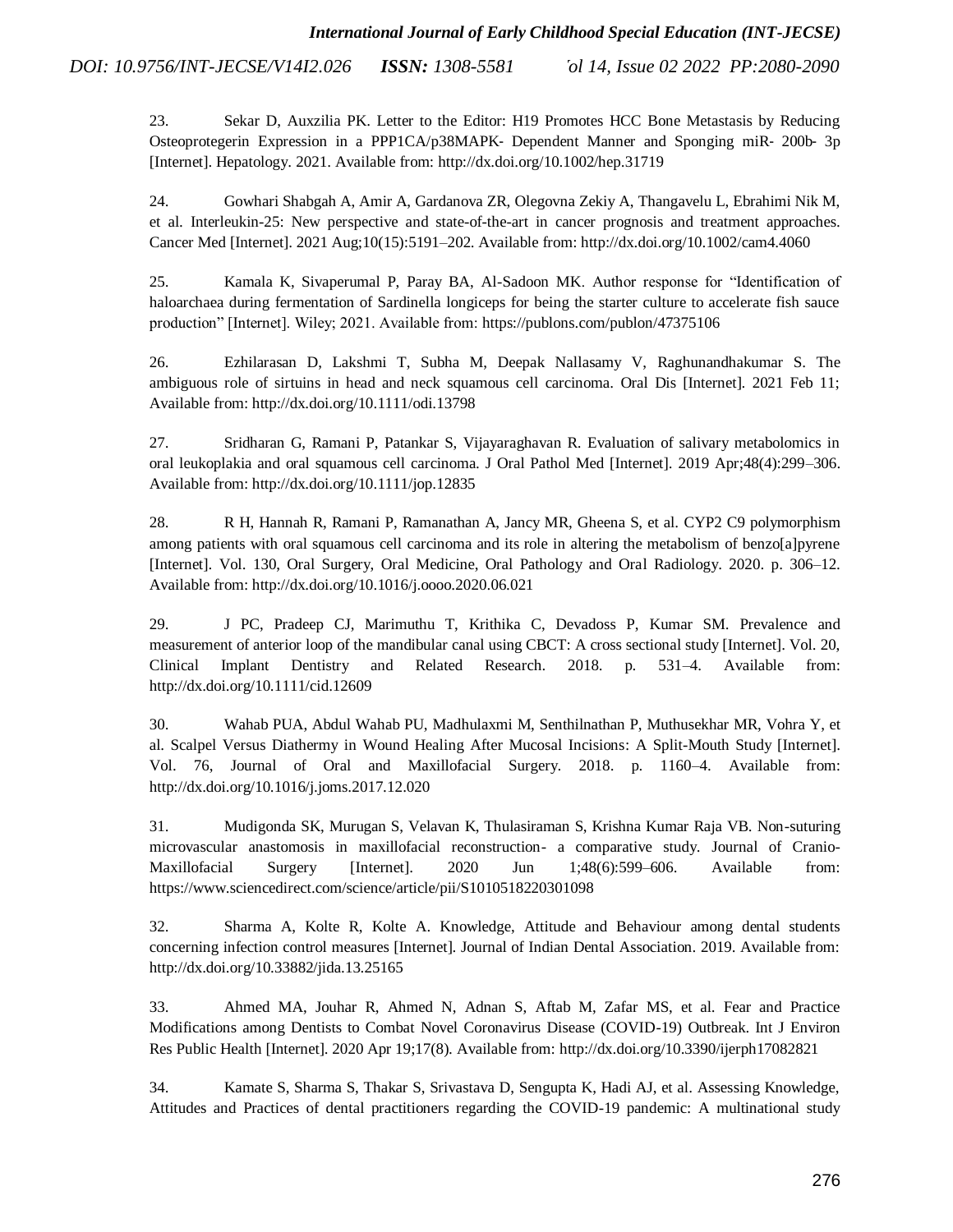23. Sekar D, Auxzilia PK. Letter to the Editor: H19 Promotes HCC Bone Metastasis by Reducing Osteoprotegerin Expression in a PPP1CA/p38MAPK- Dependent Manner and Sponging miR- 200b- 3p [Internet]. Hepatology. 2021. Available from: http://dx.doi.org/10.1002/hep.31719

24. Gowhari Shabgah A, Amir A, Gardanova ZR, Olegovna Zekiy A, Thangavelu L, Ebrahimi Nik M, et al. Interleukin-25: New perspective and state-of-the-art in cancer prognosis and treatment approaches. Cancer Med [Internet]. 2021 Aug;10(15):5191–202. Available from: http://dx.doi.org/10.1002/cam4.4060

25. Kamala K, Sivaperumal P, Paray BA, Al-Sadoon MK. Author response for "Identification of haloarchaea during fermentation of Sardinella longiceps for being the starter culture to accelerate fish sauce production" [Internet]. Wiley; 2021. Available from: https://publons.com/publon/47375106

26. Ezhilarasan D, Lakshmi T, Subha M, Deepak Nallasamy V, Raghunandhakumar S. The ambiguous role of sirtuins in head and neck squamous cell carcinoma. Oral Dis [Internet]. 2021 Feb 11; Available from: http://dx.doi.org/10.1111/odi.13798

27. Sridharan G, Ramani P, Patankar S, Vijayaraghavan R. Evaluation of salivary metabolomics in oral leukoplakia and oral squamous cell carcinoma. J Oral Pathol Med [Internet]. 2019 Apr;48(4):299–306. Available from: http://dx.doi.org/10.1111/jop.12835

28. R H, Hannah R, Ramani P, Ramanathan A, Jancy MR, Gheena S, et al. CYP2 C9 polymorphism among patients with oral squamous cell carcinoma and its role in altering the metabolism of benzo[a]pyrene [Internet]. Vol. 130, Oral Surgery, Oral Medicine, Oral Pathology and Oral Radiology. 2020. p. 306–12. Available from: http://dx.doi.org/10.1016/j.oooo.2020.06.021

29. J PC, Pradeep CJ, Marimuthu T, Krithika C, Devadoss P, Kumar SM. Prevalence and measurement of anterior loop of the mandibular canal using CBCT: A cross sectional study [Internet]. Vol. 20, Clinical Implant Dentistry and Related Research. 2018. p. 531–4. Available from: http://dx.doi.org/10.1111/cid.12609

30. Wahab PUA, Abdul Wahab PU, Madhulaxmi M, Senthilnathan P, Muthusekhar MR, Vohra Y, et al. Scalpel Versus Diathermy in Wound Healing After Mucosal Incisions: A Split-Mouth Study [Internet]. Vol. 76, Journal of Oral and Maxillofacial Surgery. 2018. p. 1160–4. Available from: http://dx.doi.org/10.1016/j.joms.2017.12.020

31. Mudigonda SK, Murugan S, Velavan K, Thulasiraman S, Krishna Kumar Raja VB. Non-suturing microvascular anastomosis in maxillofacial reconstruction- a comparative study. Journal of Cranio-Maxillofacial Surgery [Internet]. 2020 Jun 1;48(6):599–606. Available from: https://www.sciencedirect.com/science/article/pii/S1010518220301098

32. Sharma A, Kolte R, Kolte A. Knowledge, Attitude and Behaviour among dental students concerning infection control measures [Internet]. Journal of Indian Dental Association. 2019. Available from: http://dx.doi.org/10.33882/jida.13.25165

33. Ahmed MA, Jouhar R, Ahmed N, Adnan S, Aftab M, Zafar MS, et al. Fear and Practice Modifications among Dentists to Combat Novel Coronavirus Disease (COVID-19) Outbreak. Int J Environ Res Public Health [Internet]. 2020 Apr 19;17(8). Available from: http://dx.doi.org/10.3390/ijerph17082821

34. Kamate S, Sharma S, Thakar S, Srivastava D, Sengupta K, Hadi AJ, et al. Assessing Knowledge, Attitudes and Practices of dental practitioners regarding the COVID-19 pandemic: A multinational study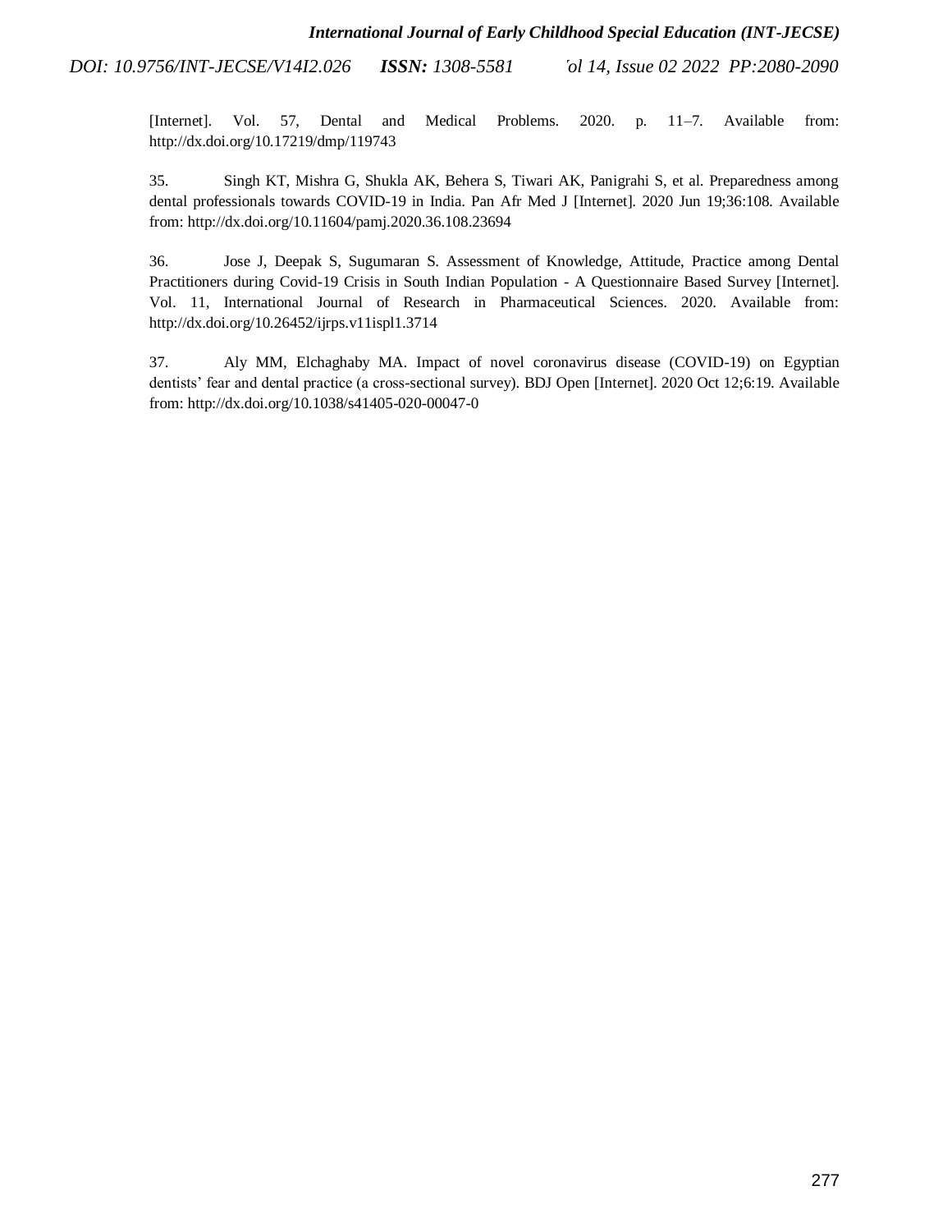[Internet]. Vol. 57, Dental and Medical Problems. 2020. p. 11–7. Available from: http://dx.doi.org/10.17219/dmp/119743

35. Singh KT, Mishra G, Shukla AK, Behera S, Tiwari AK, Panigrahi S, et al. Preparedness among dental professionals towards COVID-19 in India. Pan Afr Med J [Internet]. 2020 Jun 19;36:108. Available from: http://dx.doi.org/10.11604/pamj.2020.36.108.23694

36. Jose J, Deepak S, Sugumaran S. Assessment of Knowledge, Attitude, Practice among Dental Practitioners during Covid-19 Crisis in South Indian Population - A Questionnaire Based Survey [Internet]. Vol. 11, International Journal of Research in Pharmaceutical Sciences. 2020. Available from: http://dx.doi.org/10.26452/ijrps.v11ispl1.3714

37. Aly MM, Elchaghaby MA. Impact of novel coronavirus disease (COVID-19) on Egyptian dentists' fear and dental practice (a cross-sectional survey). BDJ Open [Internet]. 2020 Oct 12;6:19. Available from: http://dx.doi.org/10.1038/s41405-020-00047-0